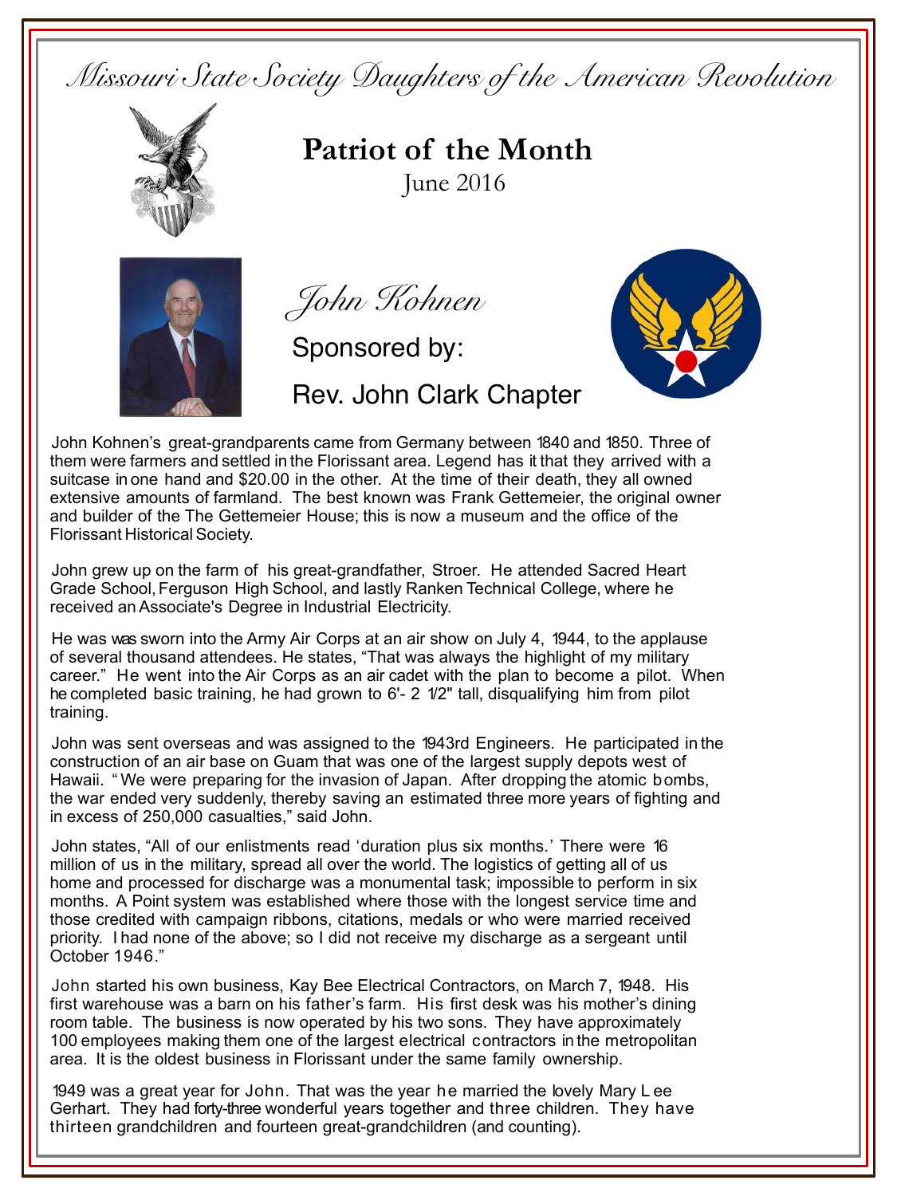*Missouri State Society Daughters of the American Revolution*

# Patriot of the Month

June 2016

## *John Kohnen*

Sponsored by:

Rev. John Clark Chapter

John Kohnen's great-grandparents came from Germany between 1840 and 1850. Three of them were farmers and settled in the Florissant area. Legend has it that they arrived with a suitcase in one hand and $20.00 in the other. At the time of their death, they all owned extensive amounts of farmland. The best known was Frank Gettemeier, the original owner and builder of the The Gettemeier House; this is now a museum and the office of the Florissant Historical Society.

John grew up on the farm of his great-grandfather, Stroer. He attended Sacred Heart Grade School, Ferguson High School, and lastly Ranken Technical College, where he received an Associate's Degree in Industrial Electricity.

He was was sworn into the Army Air Corps at an air show on July 4, 1944, to the applause of several thousand attendees. He states, "That was always the highlight of my military career." He went into the Air Corps as an air cadet with the plan to become a pilot. When he completed basic training, he had grown to 6'- 2 1/2" tall, disqualifying him from pilot training.

John was sent overseas and was assigned to the 1943rd Engineers. He participated in the construction of an air base on Guam that was one of the largest supply depots west of Hawaii. "We were preparing for the invasion of Japan. After dropping the atomic bombs, the war ended very suddenly, thereby saving an estimated three more years of fighting and in excess of 250,000 casualties," said John.

John states, "All of our enlistments read 'duration plus six months.' There were 16 million of us in the military, spread all over the world. The logistics of getting all of us home and processed for discharge was a monumental task; impossible to perform in six months. A Point system was established where those with the longest service time and those credited with campaign ribbons, citations, medals or who were married received priority. I had none of the above; so I did not receive my discharge as a sergeant until October 1946."

John started his own business, Kay Bee Electrical Contractors, on March 7, 1948. His first warehouse was a barn on his father's farm. His first desk was his mother's dining room table. The business is now operated by his two sons. They have approximately 100 employees making them one of the largest electrical contractors in the metropolitan area. It is the oldest business in Florissant under the same family ownership.

1949 was a great year for John. That was the year he married the lovely Mary Lee Gerhart. They had forty-three wonderful years together and three children. They have thirteen grandchildren and fourteen great-grandchildren (and counting).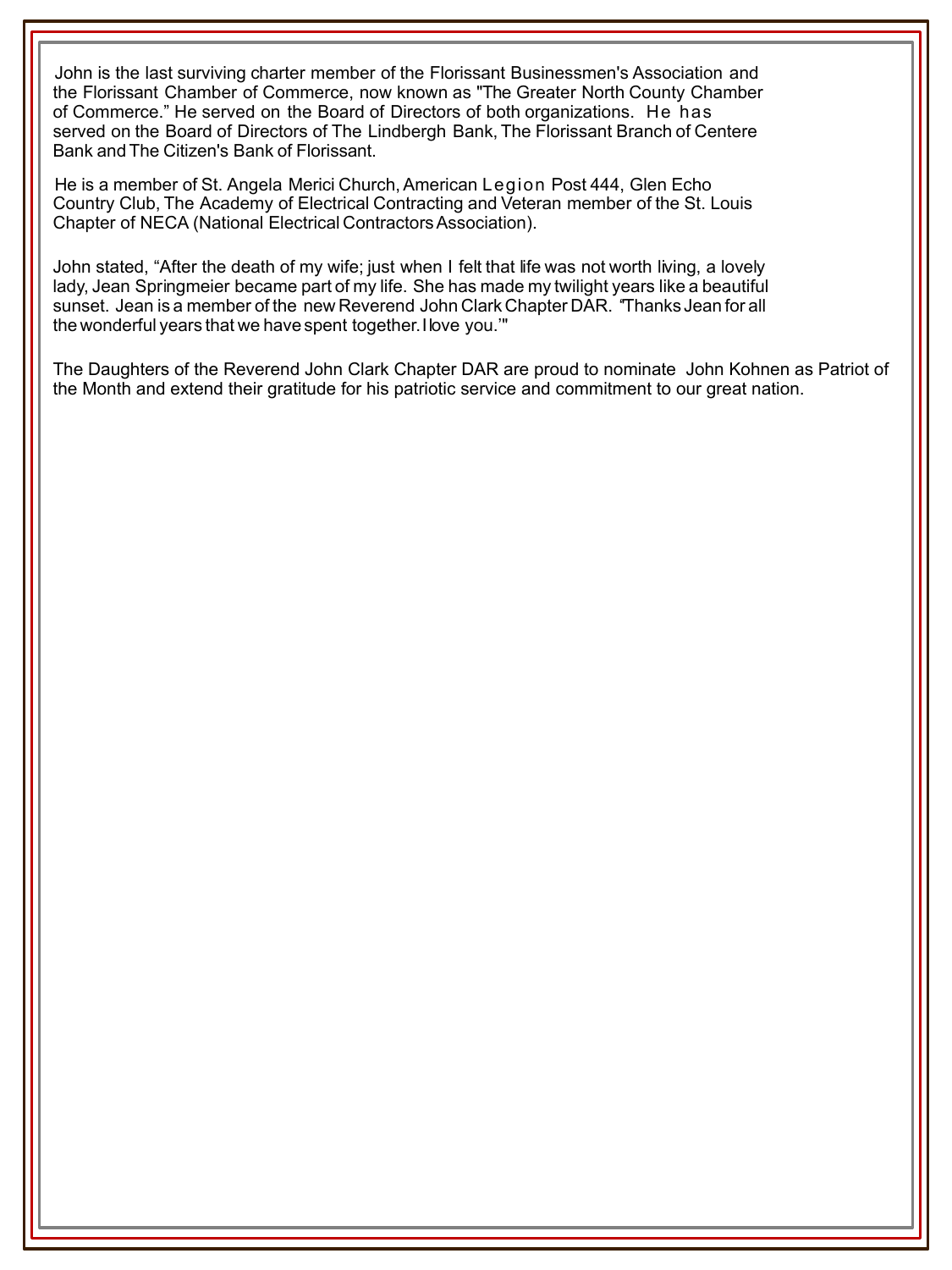John is the last surviving charter member of the Florissant Businessmen's Association and the Florissant Chamber of Commerce, now known as "The Greater North County Chamber of Commerce." He served on the Board of Directors of both organizations. He has served on the Board of Directors of The Lindbergh Bank, The Florissant Branch of Centere Bank and The Citizen's Bank of Florissant.

He is a member of St. Angela Merici Church, American Legion Post 444, Glen Echo Country Club, The Academy of Electrical Contracting and Veteran member of the St. Louis Chapter of NECA (National Electrical Contractors Association).

John stated, "After the death of my wife; just when I felt that life was not worth living, a lovely lady, Jean Springmeier became part of my life. She has made my twilight years like a beautiful sunset. Jean is a member of the new Reverend John Clark Chapter DAR. "Thanks Jean for all the wonderful years that we have spent together. I love you.'"

The Daughters of the Reverend John Clark Chapter DAR are proud to nominate John Kohnen as Patriot of the Month and extend their gratitude for his patriotic service and commitment to our great nation.